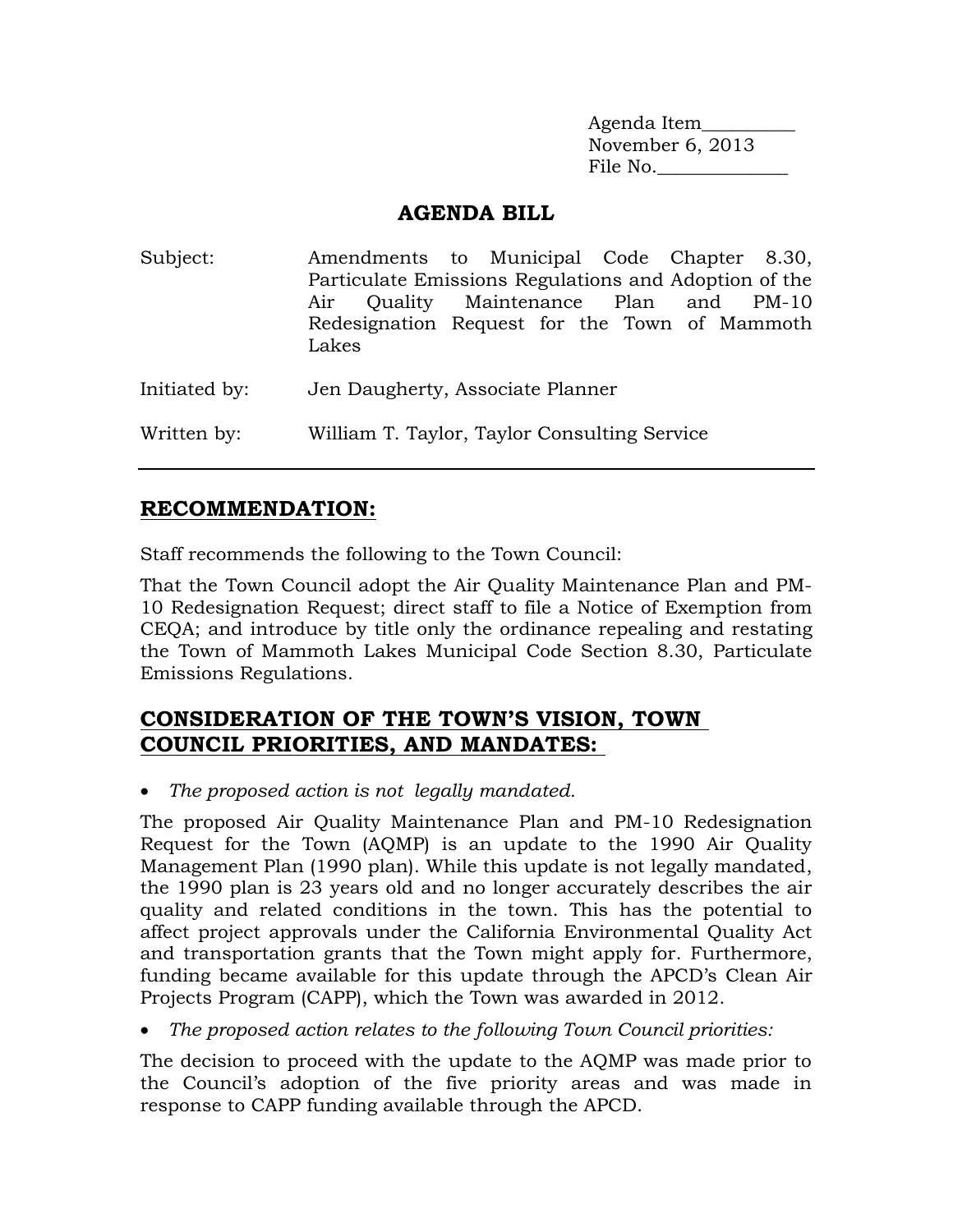Agenda Item_________
November 6, 2013
File No._____________

# AGENDA BILL

Subject: Amendments to Municipal Code Chapter 8.30, Particulate Emissions Regulations and Adoption of the Air Quality Maintenance Plan and PM-10 Redesignation Request for the Town of Mammoth Lakes

Initiated by: Jen Daugherty, Associate Planner

Written by: William T. Taylor, Taylor Consulting Service

---

## RECOMMENDATION:

Staff recommends the following to the Town Council:

That the Town Council adopt the Air Quality Maintenance Plan and PM-10 Redesignation Request; direct staff to file a Notice of Exemption from CEQA; and introduce by title only the ordinance repealing and restating the Town of Mammoth Lakes Municipal Code Section 8.30, Particulate Emissions Regulations.

## CONSIDERATION OF THE TOWN'S VISION, TOWN COUNCIL PRIORITIES, AND MANDATES:

- *The proposed action is not legally mandated.*

The proposed Air Quality Maintenance Plan and PM-10 Redesignation Request for the Town (AQMP) is an update to the 1990 Air Quality Management Plan (1990 plan). While this update is not legally mandated, the 1990 plan is 23 years old and no longer accurately describes the air quality and related conditions in the town. This has the potential to affect project approvals under the California Environmental Quality Act and transportation grants that the Town might apply for. Furthermore, funding became available for this update through the APCD's Clean Air Projects Program (CAPP), which the Town was awarded in 2012.

- *The proposed action relates to the following Town Council priorities:*

The decision to proceed with the update to the AQMP was made prior to the Council's adoption of the five priority areas and was made in response to CAPP funding available through the APCD.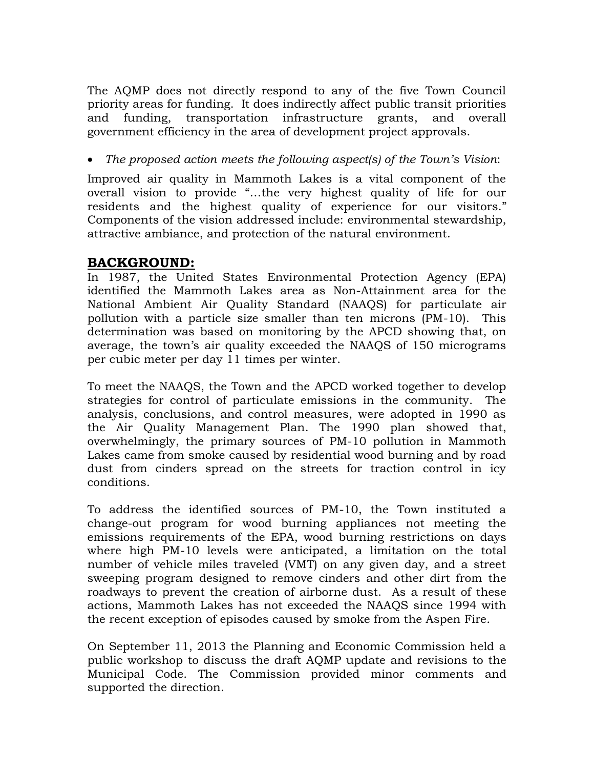The AQMP does not directly respond to any of the five Town Council priority areas for funding. It does indirectly affect public transit priorities and funding, transportation infrastructure grants, and overall government efficiency in the area of development project approvals.

- *The proposed action meets the following aspect(s) of the Town's Vision*:

Improved air quality in Mammoth Lakes is a vital component of the overall vision to provide "…the very highest quality of life for our residents and the highest quality of experience for our visitors." Components of the vision addressed include: environmental stewardship, attractive ambiance, and protection of the natural environment.

## BACKGROUND:

In 1987, the United States Environmental Protection Agency (EPA) identified the Mammoth Lakes area as Non-Attainment area for the National Ambient Air Quality Standard (NAAQS) for particulate air pollution with a particle size smaller than ten microns (PM-10). This determination was based on monitoring by the APCD showing that, on average, the town's air quality exceeded the NAAQS of 150 micrograms per cubic meter per day 11 times per winter.

To meet the NAAQS, the Town and the APCD worked together to develop strategies for control of particulate emissions in the community. The analysis, conclusions, and control measures, were adopted in 1990 as the Air Quality Management Plan. The 1990 plan showed that, overwhelmingly, the primary sources of PM-10 pollution in Mammoth Lakes came from smoke caused by residential wood burning and by road dust from cinders spread on the streets for traction control in icy conditions.

To address the identified sources of PM-10, the Town instituted a change-out program for wood burning appliances not meeting the emissions requirements of the EPA, wood burning restrictions on days where high PM-10 levels were anticipated, a limitation on the total number of vehicle miles traveled (VMT) on any given day, and a street sweeping program designed to remove cinders and other dirt from the roadways to prevent the creation of airborne dust. As a result of these actions, Mammoth Lakes has not exceeded the NAAQS since 1994 with the recent exception of episodes caused by smoke from the Aspen Fire.

On September 11, 2013 the Planning and Economic Commission held a public workshop to discuss the draft AQMP update and revisions to the Municipal Code. The Commission provided minor comments and supported the direction.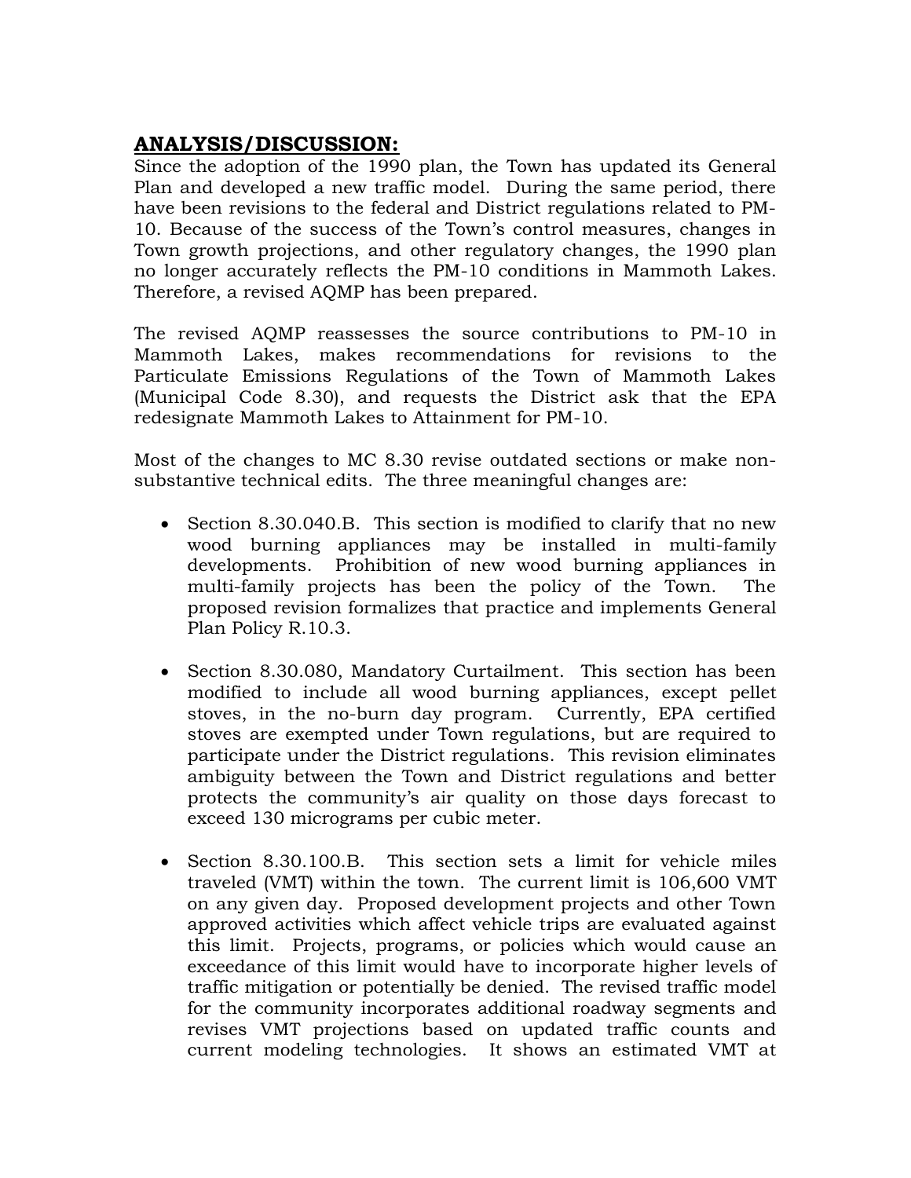## **ANALYSIS/DISCUSSION:**

Since the adoption of the 1990 plan, the Town has updated its General Plan and developed a new traffic model. During the same period, there have been revisions to the federal and District regulations related to PM-10. Because of the success of the Town's control measures, changes in Town growth projections, and other regulatory changes, the 1990 plan no longer accurately reflects the PM-10 conditions in Mammoth Lakes. Therefore, a revised AQMP has been prepared.

The revised AQMP reassesses the source contributions to PM-10 in Mammoth Lakes, makes recommendations for revisions to the Particulate Emissions Regulations of the Town of Mammoth Lakes (Municipal Code 8.30), and requests the District ask that the EPA redesignate Mammoth Lakes to Attainment for PM-10.

Most of the changes to MC 8.30 revise outdated sections or make non-substantive technical edits. The three meaningful changes are:

- Section 8.30.040.B. This section is modified to clarify that no new wood burning appliances may be installed in multi-family developments. Prohibition of new wood burning appliances in multi-family projects has been the policy of the Town. The proposed revision formalizes that practice and implements General Plan Policy R.10.3.
- Section 8.30.080, Mandatory Curtailment. This section has been modified to include all wood burning appliances, except pellet stoves, in the no-burn day program. Currently, EPA certified stoves are exempted under Town regulations, but are required to participate under the District regulations. This revision eliminates ambiguity between the Town and District regulations and better protects the community's air quality on those days forecast to exceed 130 micrograms per cubic meter.
- Section 8.30.100.B. This section sets a limit for vehicle miles traveled (VMT) within the town. The current limit is 106,600 VMT on any given day. Proposed development projects and other Town approved activities which affect vehicle trips are evaluated against this limit. Projects, programs, or policies which would cause an exceedance of this limit would have to incorporate higher levels of traffic mitigation or potentially be denied. The revised traffic model for the community incorporates additional roadway segments and revises VMT projections based on updated traffic counts and current modeling technologies. It shows an estimated VMT at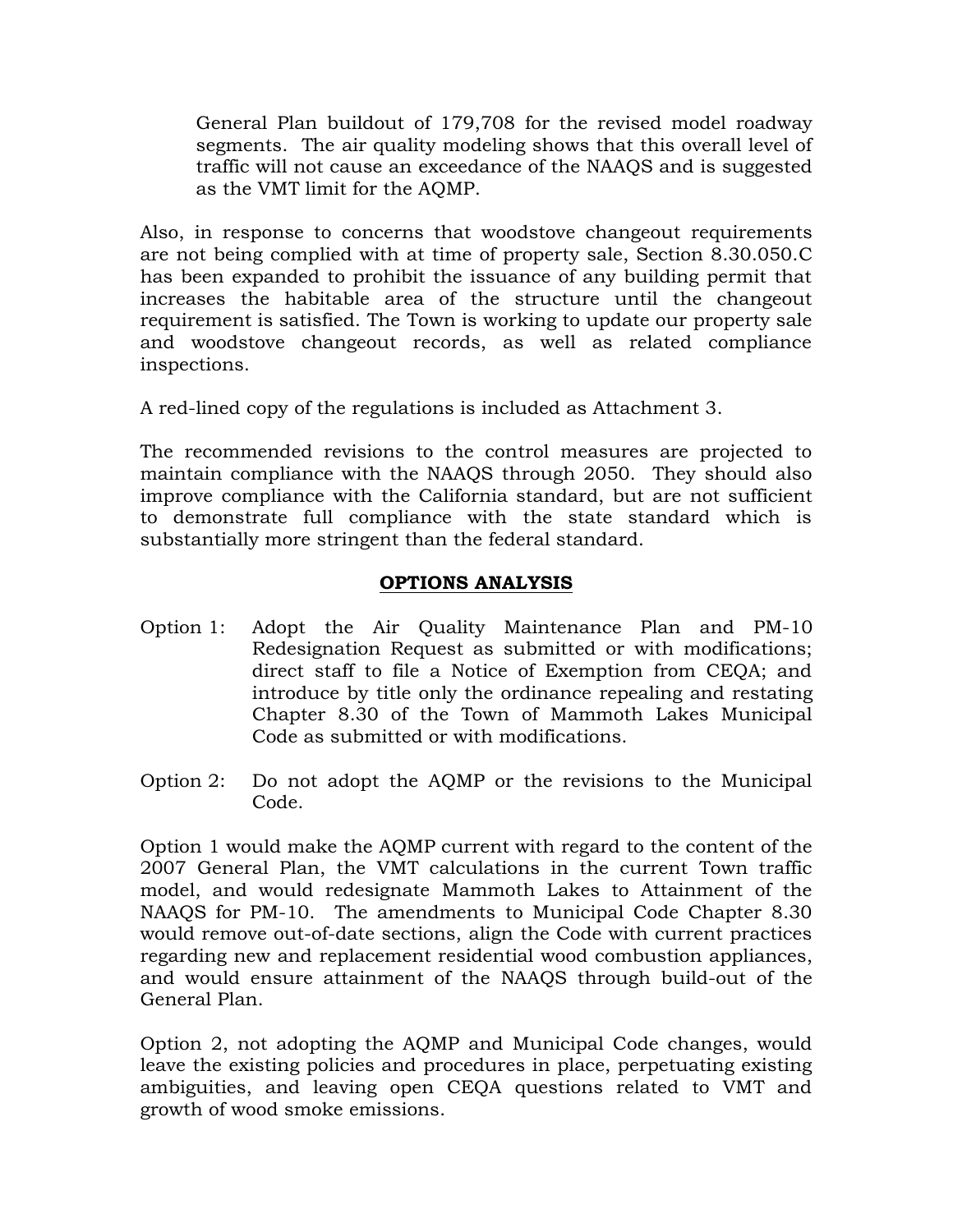General Plan buildout of 179,708 for the revised model roadway segments. The air quality modeling shows that this overall level of traffic will not cause an exceedance of the NAAQS and is suggested as the VMT limit for the AQMP.

Also, in response to concerns that woodstove changeout requirements are not being complied with at time of property sale, Section 8.30.050.C has been expanded to prohibit the issuance of any building permit that increases the habitable area of the structure until the changeout requirement is satisfied. The Town is working to update our property sale and woodstove changeout records, as well as related compliance inspections.

A red-lined copy of the regulations is included as Attachment 3.

The recommended revisions to the control measures are projected to maintain compliance with the NAAQS through 2050. They should also improve compliance with the California standard, but are not sufficient to demonstrate full compliance with the state standard which is substantially more stringent than the federal standard.

## OPTIONS ANALYSIS

Option 1: Adopt the Air Quality Maintenance Plan and PM-10 Redesignation Request as submitted or with modifications; direct staff to file a Notice of Exemption from CEQA; and introduce by title only the ordinance repealing and restating Chapter 8.30 of the Town of Mammoth Lakes Municipal Code as submitted or with modifications.

Option 2: Do not adopt the AQMP or the revisions to the Municipal Code.

Option 1 would make the AQMP current with regard to the content of the 2007 General Plan, the VMT calculations in the current Town traffic model, and would redesignate Mammoth Lakes to Attainment of the NAAQS for PM-10. The amendments to Municipal Code Chapter 8.30 would remove out-of-date sections, align the Code with current practices regarding new and replacement residential wood combustion appliances, and would ensure attainment of the NAAQS through build-out of the General Plan.

Option 2, not adopting the AQMP and Municipal Code changes, would leave the existing policies and procedures in place, perpetuating existing ambiguities, and leaving open CEQA questions related to VMT and growth of wood smoke emissions.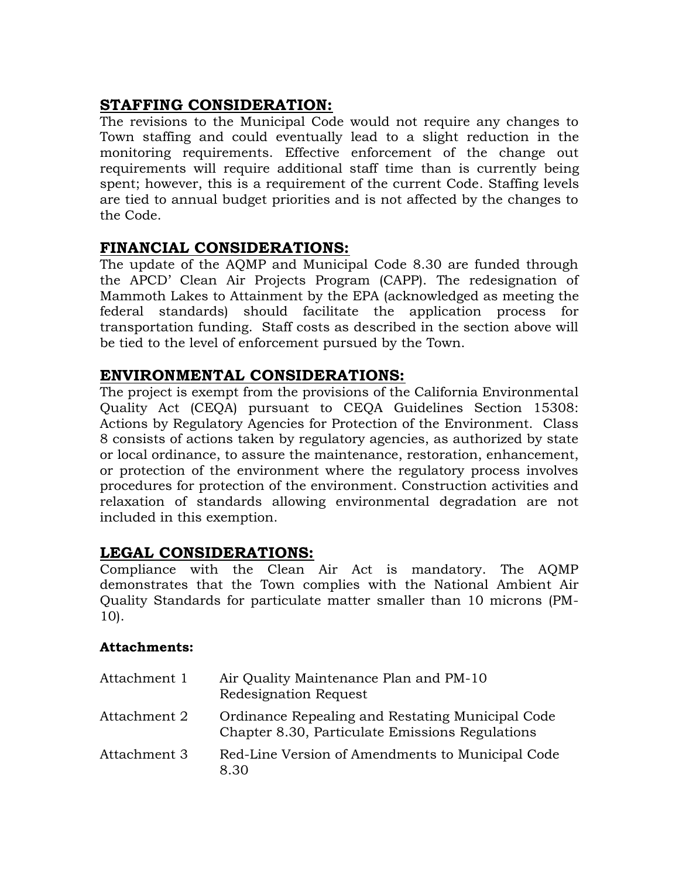## STAFFING CONSIDERATION:

The revisions to the Municipal Code would not require any changes to Town staffing and could eventually lead to a slight reduction in the monitoring requirements. Effective enforcement of the change out requirements will require additional staff time than is currently being spent; however, this is a requirement of the current Code. Staffing levels are tied to annual budget priorities and is not affected by the changes to the Code.

## FINANCIAL CONSIDERATIONS:

The update of the AQMP and Municipal Code 8.30 are funded through the APCD' Clean Air Projects Program (CAPP). The redesignation of Mammoth Lakes to Attainment by the EPA (acknowledged as meeting the federal standards) should facilitate the application process for transportation funding. Staff costs as described in the section above will be tied to the level of enforcement pursued by the Town.

## ENVIRONMENTAL CONSIDERATIONS:

The project is exempt from the provisions of the California Environmental Quality Act (CEQA) pursuant to CEQA Guidelines Section 15308: Actions by Regulatory Agencies for Protection of the Environment. Class 8 consists of actions taken by regulatory agencies, as authorized by state or local ordinance, to assure the maintenance, restoration, enhancement, or protection of the environment where the regulatory process involves procedures for protection of the environment. Construction activities and relaxation of standards allowing environmental degradation are not included in this exemption.

## LEGAL CONSIDERATIONS:

Compliance with the Clean Air Act is mandatory. The AQMP demonstrates that the Town complies with the National Ambient Air Quality Standards for particulate matter smaller than 10 microns (PM-10).

**Attachments:**

| | |
|---|---|
| Attachment 1 | Air Quality Maintenance Plan and PM-10 Redesignation Request |
| Attachment 2 | Ordinance Repealing and Restating Municipal Code Chapter 8.30, Particulate Emissions Regulations |
| Attachment 3 | Red-Line Version of Amendments to Municipal Code 8.30 |